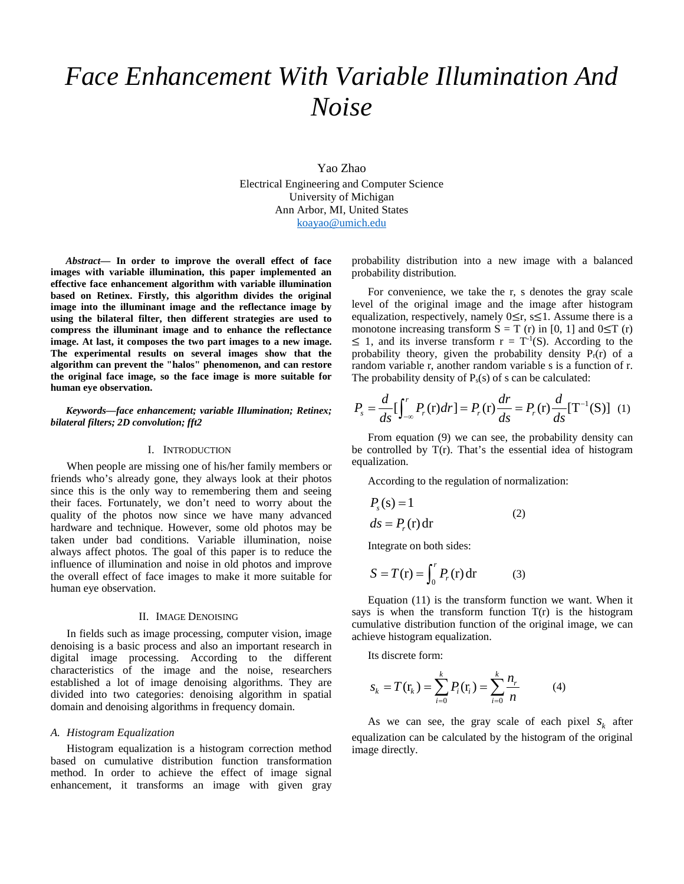# Face Enhancement With Variable Illumination And Noise

Yao Zhao
Electrical Engineering and Computer Science
University of Michigan
Ann Arbor, MI, United States
koayao@umich.edu

***Abstract*— In order to improve the overall effect of face images with variable illumination, this paper implemented an effective face enhancement algorithm with variable illumination based on Retinex. Firstly, this algorithm divides the original image into the illuminant image and the reflectance image by using the bilateral filter, then different strategies are used to compress the illuminant image and to enhance the reflectance image. At last, it composes the two part images to a new image. The experimental results on several images show that the algorithm can prevent the "halos" phenomenon, and can restore the original face image, so the face image is more suitable for human eye observation.**

***Keywords—face enhancement; variable Illumination; Retinex; bilateral filters; 2D convolution; fft2***

## I. Introduction

When people are missing one of his/her family members or friends who's already gone, they always look at their photos since this is the only way to remembering them and seeing their faces. Fortunately, we don't need to worry about the quality of the photos now since we have many advanced hardware and technique. However, some old photos may be taken under bad conditions. Variable illumination, noise always affect photos. The goal of this paper is to reduce the influence of illumination and noise in old photos and improve the overall effect of face images to make it more suitable for human eye observation.

## II. Image Denoising

In fields such as image processing, computer vision, image denoising is a basic process and also an important research in digital image processing. According to the different characteristics of the image and the noise, researchers established a lot of image denoising algorithms. They are divided into two categories: denoising algorithm in spatial domain and denoising algorithms in frequency domain.

### *A. Histogram Equalization*

Histogram equalization is a histogram correction method based on cumulative distribution function transformation method. In order to achieve the effect of image signal enhancement, it transforms an image with given gray probability distribution into a new image with a balanced probability distribution.

For convenience, we take the r, s denotes the gray scale level of the original image and the image after histogram equalization, respectively, namely $0 \leq r, s \leq 1$. Assume there is a monotone increasing transform $S = T(r)$ in [0, 1] and $0 \leq T(r) \leq 1$, and its inverse transform $r = T^{-1}(S)$. According to the probability theory, given the probability density $P_r(r)$ of a random variable r, another random variable s is a function of r. The probability density of $P_s(s)$ of s can be calculated:

$$P_s = \frac{d}{ds}\left[\int_{-\infty}^{r} P_r(r)dr\right] = P_r(r)\frac{dr}{ds} = P_r(r)\frac{d}{ds}[T^{-1}(S)] \quad (1)$$

From equation (9) we can see, the probability density can be controlled by T(r). That's the essential idea of histogram equalization.

According to the regulation of normalization:

$$\begin{aligned} &P_s(s) = 1 \\ &ds = P_r(r)\,dr \end{aligned} \quad (2)$$

Integrate on both sides:

$$S = T(r) = \int_0^r P_r(r)\,dr \quad (3)$$

Equation (11) is the transform function we want. When it says is when the transform function T(r) is the histogram cumulative distribution function of the original image, we can achieve histogram equalization.

Its discrete form:

$$s_k = T(r_k) = \sum_{i=0}^{k} P_i(r_i) = \sum_{i=0}^{k} \frac{n_r}{n} \quad (4)$$

As we can see, the gray scale of each pixel $s_k$ after equalization can be calculated by the histogram of the original image directly.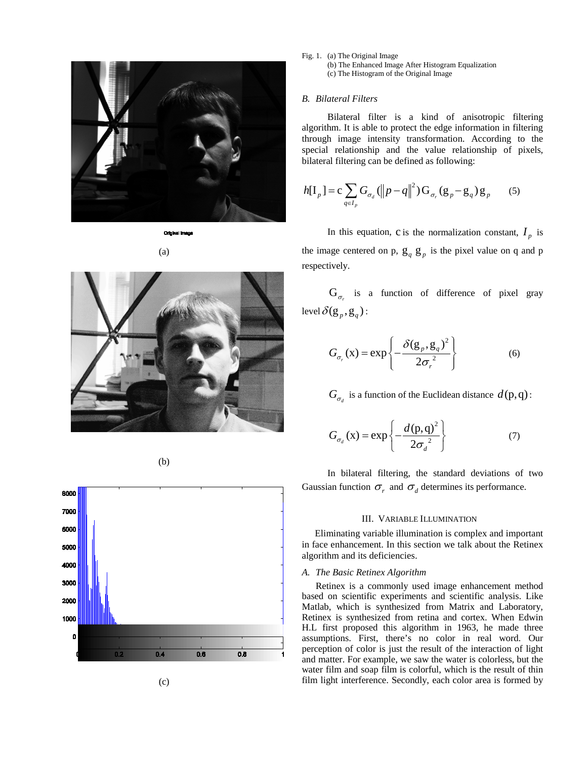Original Image

(a)

(b)

(c)

Fig. 1. (a) The Original Image
(b) The Enhanced Image After Histogram Equalization
(c) The Histogram of the Original Image

### B. Bilateral Filters

Bilateral filter is a kind of anisotropic filtering algorithm. It is able to protect the edge information in filtering through image intensity transformation. According to the special relationship and the value relationship of pixels, bilateral filtering can be defined as following:

$$h[\mathrm{I}_p] = \mathrm{c} \sum_{q \in I_p} G_{\sigma_d}(\|p-q\|^2)\,\mathrm{G}_{\sigma_r}(\mathrm{g}_p - \mathrm{g}_q)\,\mathrm{g}_p \qquad (5)$$

In this equation, c is the normalization constant, $I_p$ is the image centered on p, $\mathrm{g}_q$ $\mathrm{g}_p$ is the pixel value on q and p respectively.

$\mathrm{G}_{\sigma_r}$ is a function of difference of pixel gray level $\delta(\mathrm{g}_p, \mathrm{g}_q)$:

$$G_{\sigma_r}(\mathrm{x}) = \exp\left\{-\frac{\delta(\mathrm{g}_p, \mathrm{g}_q)^2}{2\sigma_r^{\,2}}\right\} \qquad (6)$$

$G_{\sigma_d}$ is a function of the Euclidean distance $d(\mathrm{p},\mathrm{q})$:

$$G_{\sigma_d}(\mathrm{x}) = \exp\left\{-\frac{d(\mathrm{p},\mathrm{q})^2}{2\sigma_d^{\,2}}\right\} \qquad (7)$$

In bilateral filtering, the standard deviations of two Gaussian function $\sigma_r$ and $\sigma_d$ determines its performance.

## III. Variable Illumination

Eliminating variable illumination is complex and important in face enhancement. In this section we talk about the Retinex algorithm and its deficiencies.

### A. The Basic Retinex Algorithm

Retinex is a commonly used image enhancement method based on scientific experiments and scientific analysis. Like Matlab, which is synthesized from Matrix and Laboratory, Retinex is synthesized from retina and cortex. When Edwin H.L first proposed this algorithm in 1963, he made three assumptions. First, there's no color in real word. Our perception of color is just the result of the interaction of light and matter. For example, we saw the water is colorless, but the water film and soap film is colorful, which is the result of thin film light interference. Secondly, each color area is formed by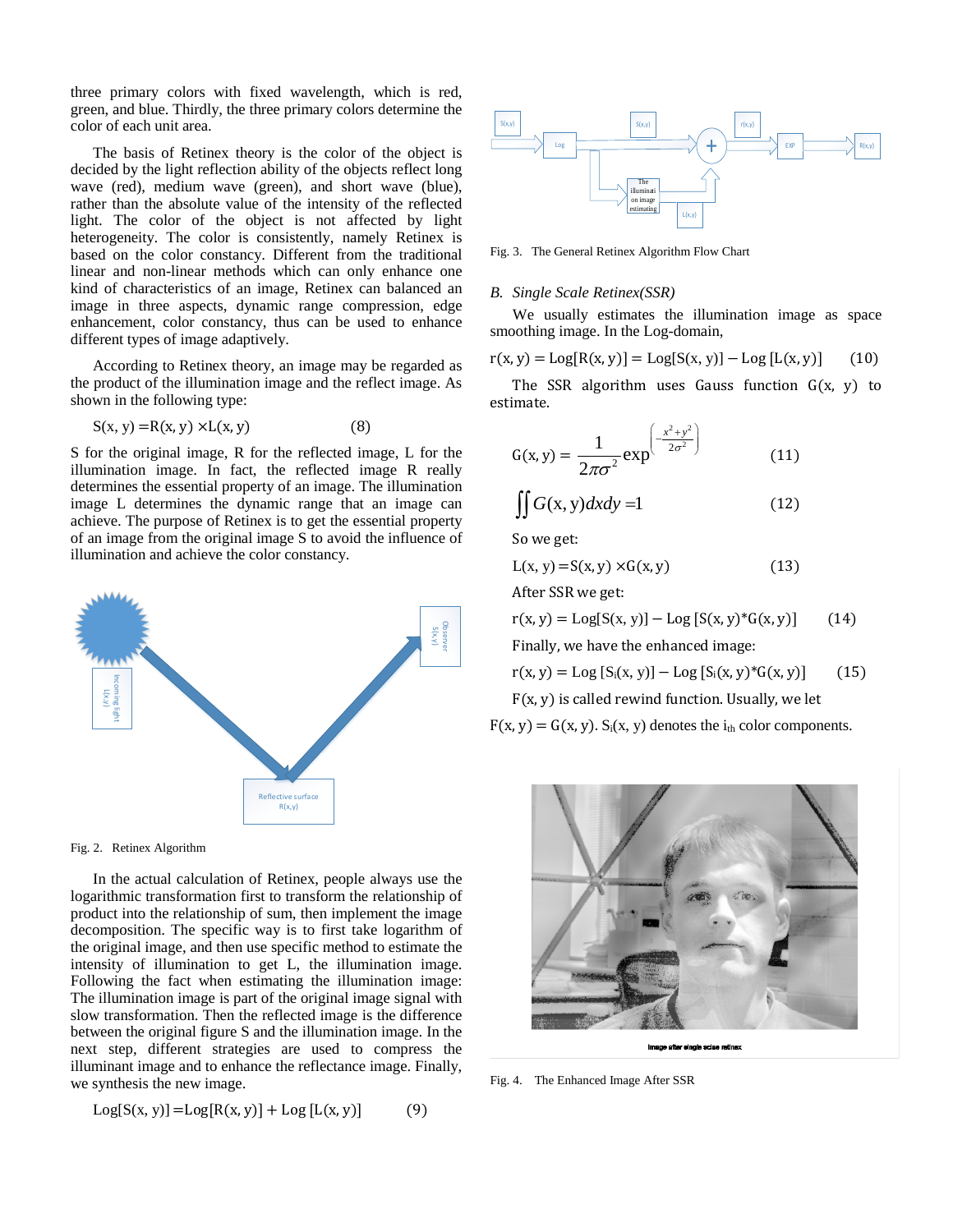three primary colors with fixed wavelength, which is red, green, and blue. Thirdly, the three primary colors determine the color of each unit area.

The basis of Retinex theory is the color of the object is decided by the light reflection ability of the objects reflect long wave (red), medium wave (green), and short wave (blue), rather than the absolute value of the intensity of the reflected light. The color of the object is not affected by light heterogeneity. The color is consistently, namely Retinex is based on the color constancy. Different from the traditional linear and non-linear methods which can only enhance one kind of characteristics of an image, Retinex can balanced an image in three aspects, dynamic range compression, edge enhancement, color constancy, thus can be used to enhance different types of image adaptively.

According to Retinex theory, an image may be regarded as the product of the illumination image and the reflect image. As shown in the following type:

$$S(x, y) = R(x, y) \times L(x, y) \qquad (8)$$

S for the original image, R for the reflected image, L for the illumination image. In fact, the reflected image R really determines the essential property of an image. The illumination image L determines the dynamic range that an image can achieve. The purpose of Retinex is to get the essential property of an image from the original image S to avoid the influence of illumination and achieve the color constancy.

Fig. 2. Retinex Algorithm

In the actual calculation of Retinex, people always use the logarithmic transformation first to transform the relationship of product into the relationship of sum, then implement the image decomposition. The specific way is to first take logarithm of the original image, and then use specific method to estimate the intensity of illumination to get L, the illumination image. Following the fact when estimating the illumination image: The illumination image is part of the original image signal with slow transformation. Then the reflected image is the difference between the original figure S and the illumination image. In the next step, different strategies are used to compress the illuminant image and to enhance the reflectance image. Finally, we synthesis the new image.

$$\text{Log}[S(x, y)] = \text{Log}[R(x, y)] + \text{Log}[L(x, y)] \qquad (9)$$

Fig. 3. The General Retinex Algorithm Flow Chart

### B. Single Scale Retinex(SSR)

We usually estimates the illumination image as space smoothing image. In the Log-domain,

$$r(x, y) = \text{Log}[R(x, y)] = \text{Log}[S(x, y)] - \text{Log}[L(x, y)] \qquad (10)$$

The SSR algorithm uses Gauss function $G(x, y)$ to estimate.

$$G(x, y) = \frac{1}{2\pi\sigma^2}\exp^{\left(-\frac{x^2+y^2}{2\sigma^2}\right)} \qquad (11)$$

$$\iint G(x, y)dxdy = 1 \qquad (12)$$

So we get:

$$L(x, y) = S(x, y) \times G(x, y) \qquad (13)$$

After SSR we get:

$$r(x, y) = \text{Log}[S(x, y)] - \text{Log}[S(x, y)*G(x, y)] \qquad (14)$$

Finally, we have the enhanced image:

$$r(x, y) = \text{Log}[S_i(x, y)] - \text{Log}[S_i(x, y)*G(x, y)] \qquad (15)$$

$F(x, y)$ is called rewind function. Usually, we let $F(x, y) = G(x, y)$. $S_i(x, y)$ denotes the $i_{th}$ color components.

Fig. 4. The Enhanced Image After SSR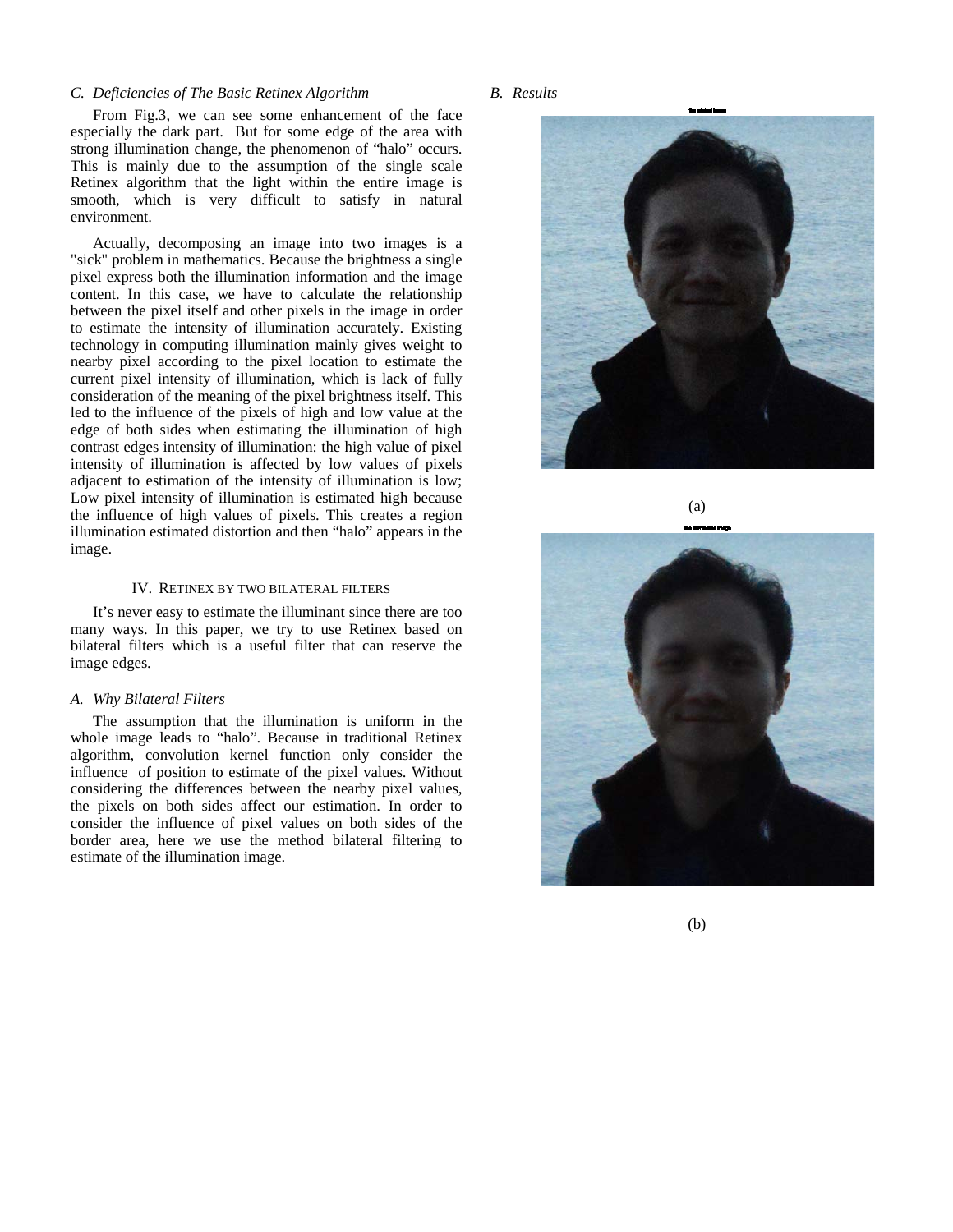### C. Deficiencies of The Basic Retinex Algorithm

From Fig.3, we can see some enhancement of the face especially the dark part. But for some edge of the area with strong illumination change, the phenomenon of "halo" occurs. This is mainly due to the assumption of the single scale Retinex algorithm that the light within the entire image is smooth, which is very difficult to satisfy in natural environment.

Actually, decomposing an image into two images is a "sick" problem in mathematics. Because the brightness a single pixel express both the illumination information and the image content. In this case, we have to calculate the relationship between the pixel itself and other pixels in the image in order to estimate the intensity of illumination accurately. Existing technology in computing illumination mainly gives weight to nearby pixel according to the pixel location to estimate the current pixel intensity of illumination, which is lack of fully consideration of the meaning of the pixel brightness itself. This led to the influence of the pixels of high and low value at the edge of both sides when estimating the illumination of high contrast edges intensity of illumination: the high value of pixel intensity of illumination is affected by low values of pixels adjacent to estimation of the intensity of illumination is low; Low pixel intensity of illumination is estimated high because the influence of high values of pixels. This creates a region illumination estimated distortion and then "halo" appears in the image.

## IV. Retinex by Two Bilateral Filters

It's never easy to estimate the illuminant since there are too many ways. In this paper, we try to use Retinex based on bilateral filters which is a useful filter that can reserve the image edges.

### A. Why Bilateral Filters

The assumption that the illumination is uniform in the whole image leads to "halo". Because in traditional Retinex algorithm, convolution kernel function only consider the influence of position to estimate of the pixel values. Without considering the differences between the nearby pixel values, the pixels on both sides affect our estimation. In order to consider the influence of pixel values on both sides of the border area, here we use the method bilateral filtering to estimate of the illumination image.

### B. Results

(a)

(b)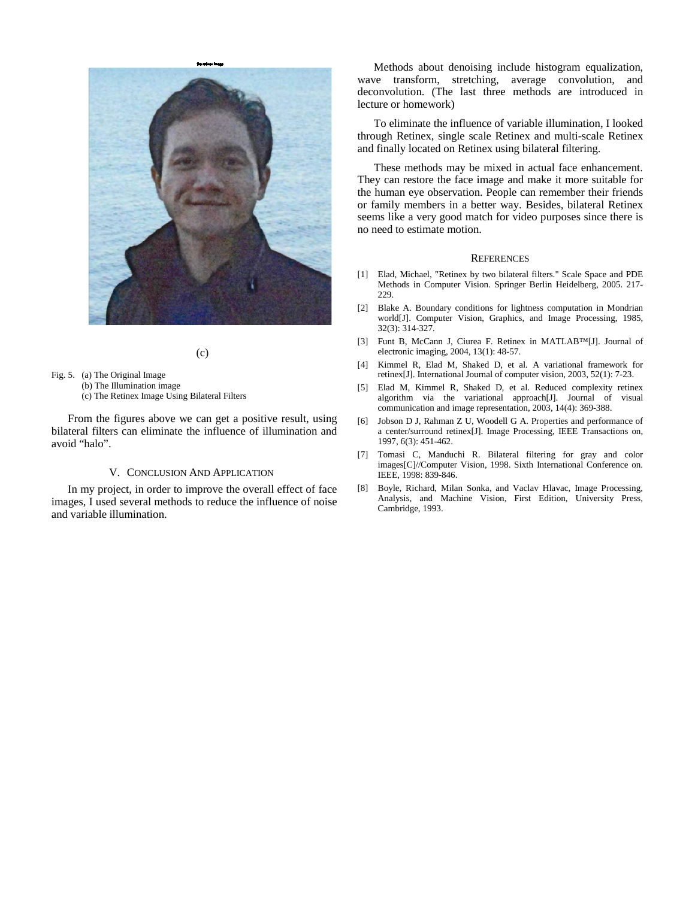(c)

Fig. 5. (a) The Original Image
(b) The Illumination image
(c) The Retinex Image Using Bilateral Filters

From the figures above we can get a positive result, using bilateral filters can eliminate the influence of illumination and avoid "halo".

## V. Conclusion And Application

In my project, in order to improve the overall effect of face images, I used several methods to reduce the influence of noise and variable illumination.

Methods about denoising include histogram equalization, wave transform, stretching, average convolution, and deconvolution. (The last three methods are introduced in lecture or homework)

To eliminate the influence of variable illumination, I looked through Retinex, single scale Retinex and multi-scale Retinex and finally located on Retinex using bilateral filtering.

These methods may be mixed in actual face enhancement. They can restore the face image and make it more suitable for the human eye observation. People can remember their friends or family members in a better way. Besides, bilateral Retinex seems like a very good match for video purposes since there is no need to estimate motion.

## References

[1] Elad, Michael, "Retinex by two bilateral filters." Scale Space and PDE Methods in Computer Vision. Springer Berlin Heidelberg, 2005. 217-229.

[2] Blake A. Boundary conditions for lightness computation in Mondrian world[J]. Computer Vision, Graphics, and Image Processing, 1985, 32(3): 314-327.

[3] Funt B, McCann J, Ciurea F. Retinex in MATLAB™[J]. Journal of electronic imaging, 2004, 13(1): 48-57.

[4] Kimmel R, Elad M, Shaked D, et al. A variational framework for retinex[J]. International Journal of computer vision, 2003, 52(1): 7-23.

[5] Elad M, Kimmel R, Shaked D, et al. Reduced complexity retinex algorithm via the variational approach[J]. Journal of visual communication and image representation, 2003, 14(4): 369-388.

[6] Jobson D J, Rahman Z U, Woodell G A. Properties and performance of a center/surround retinex[J]. Image Processing, IEEE Transactions on, 1997, 6(3): 451-462.

[7] Tomasi C, Manduchi R. Bilateral filtering for gray and color images[C]//Computer Vision, 1998. Sixth International Conference on. IEEE, 1998: 839-846.

[8] Boyle, Richard, Milan Sonka, and Vaclav Hlavac, Image Processing, Analysis, and Machine Vision, First Edition, University Press, Cambridge, 1993.